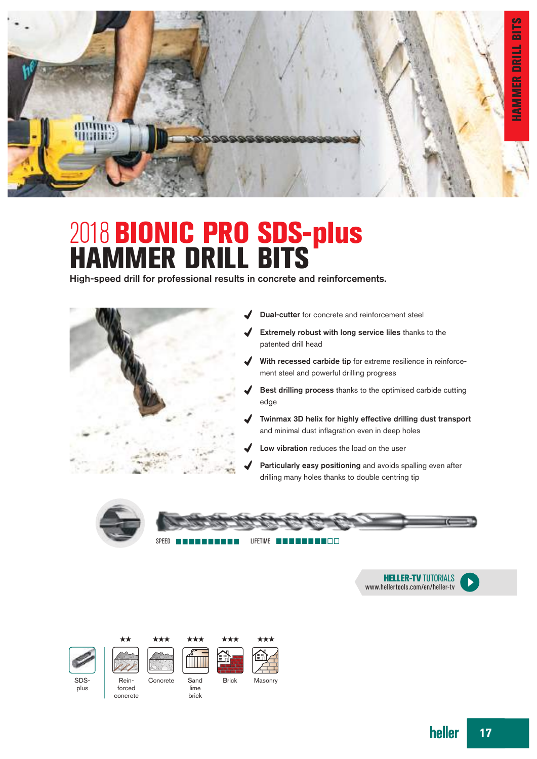# 2018 BIONIC PRO SDS-plus HAMMER DRILL BITS

High-speed drill for professional results in concrete and reinforcements.

- **Dual-cutter** for concrete and reinforcement steel
- **Extremely robust with long service liles** thanks to the patented drill head
- **With recessed carbide tip** for extreme resilience in reinforcement steel and powerful drilling progress
- **Best drilling process** thanks to the optimised carbide cutting edge
- **Twinmax 3D helix for highly effective drilling dust transport** and minimal dust inflagration even in deep holes
- **Low vibration** reduces the load on the user
- **Particularly easy positioning** and avoids spalling even after drilling many holes thanks to double centring tip

SPEED ■■■■■■■■■■ LIFETIME ■■■■■■■■□□

**HELLER-TV** TUTORIALS
www.hellertools.com/en/heller-tv

| SDS-plus | Reinforced concrete | Concrete | Sand lime brick | Brick | Masonry |
|---|---|---|---|---|---|
| | ★★ | ★★★ | ★★★ | ★★★ | ★★★ |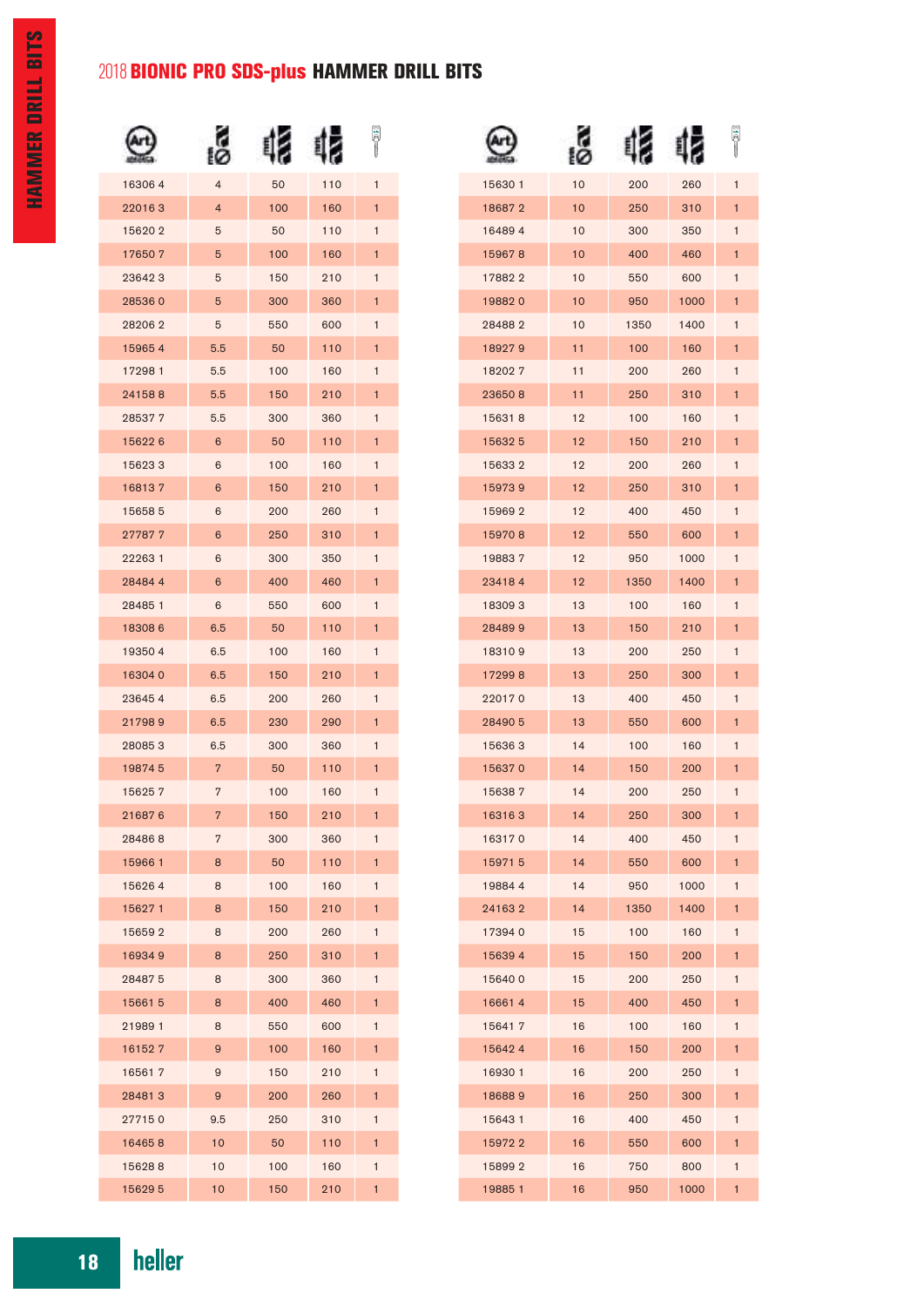# 2018 **BIONIC PRO SDS-plus** HAMMER DRILL BITS

| Art | Ø | | | |
|---|---|---|---|---|
| 16306 4 | 4 | 50 | 110 | 1 |
| 22016 3 | 4 | 100 | 160 | 1 |
| 15620 2 | 5 | 50 | 110 | 1 |
| 17650 7 | 5 | 100 | 160 | 1 |
| 23642 3 | 5 | 150 | 210 | 1 |
| 28536 0 | 5 | 300 | 360 | 1 |
| 28206 2 | 5 | 550 | 600 | 1 |
| 15965 4 | 5.5 | 50 | 110 | 1 |
| 17298 1 | 5.5 | 100 | 160 | 1 |
| 24158 8 | 5.5 | 150 | 210 | 1 |
| 28537 7 | 5.5 | 300 | 360 | 1 |
| 15622 6 | 6 | 50 | 110 | 1 |
| 15623 3 | 6 | 100 | 160 | 1 |
| 16813 7 | 6 | 150 | 210 | 1 |
| 15658 5 | 6 | 200 | 260 | 1 |
| 27787 7 | 6 | 250 | 310 | 1 |
| 22263 1 | 6 | 300 | 350 | 1 |
| 28484 4 | 6 | 400 | 460 | 1 |
| 28485 1 | 6 | 550 | 600 | 1 |
| 18308 6 | 6.5 | 50 | 110 | 1 |
| 19350 4 | 6.5 | 100 | 160 | 1 |
| 16304 0 | 6.5 | 150 | 210 | 1 |
| 23645 4 | 6.5 | 200 | 260 | 1 |
| 21798 9 | 6.5 | 230 | 290 | 1 |
| 28085 3 | 6.5 | 300 | 360 | 1 |
| 19874 5 | 7 | 50 | 110 | 1 |
| 15625 7 | 7 | 100 | 160 | 1 |
| 21687 6 | 7 | 150 | 210 | 1 |
| 28486 8 | 7 | 300 | 360 | 1 |
| 15966 1 | 8 | 50 | 110 | 1 |
| 15626 4 | 8 | 100 | 160 | 1 |
| 15627 1 | 8 | 150 | 210 | 1 |
| 15659 2 | 8 | 200 | 260 | 1 |
| 16934 9 | 8 | 250 | 310 | 1 |
| 28487 5 | 8 | 300 | 360 | 1 |
| 15661 5 | 8 | 400 | 460 | 1 |
| 21989 1 | 8 | 550 | 600 | 1 |
| 16152 7 | 9 | 100 | 160 | 1 |
| 16561 7 | 9 | 150 | 210 | 1 |
| 28481 3 | 9 | 200 | 260 | 1 |
| 27715 0 | 9.5 | 250 | 310 | 1 |
| 16465 8 | 10 | 50 | 110 | 1 |
| 15628 8 | 10 | 100 | 160 | 1 |
| 15629 5 | 10 | 150 | 210 | 1 |
| 15630 1 | 10 | 200 | 260 | 1 |
| 18687 2 | 10 | 250 | 310 | 1 |
| 16489 4 | 10 | 300 | 350 | 1 |
| 15967 8 | 10 | 400 | 460 | 1 |
| 17882 2 | 10 | 550 | 600 | 1 |
| 19882 0 | 10 | 950 | 1000 | 1 |
| 28488 2 | 10 | 1350 | 1400 | 1 |
| 18927 9 | 11 | 100 | 160 | 1 |
| 18202 7 | 11 | 200 | 260 | 1 |
| 23650 8 | 11 | 250 | 310 | 1 |
| 15631 8 | 12 | 100 | 160 | 1 |
| 15632 5 | 12 | 150 | 210 | 1 |
| 15633 2 | 12 | 200 | 260 | 1 |
| 15973 9 | 12 | 250 | 310 | 1 |
| 15969 2 | 12 | 400 | 450 | 1 |
| 15970 8 | 12 | 550 | 600 | 1 |
| 19883 7 | 12 | 950 | 1000 | 1 |
| 23418 4 | 12 | 1350 | 1400 | 1 |
| 18309 3 | 13 | 100 | 160 | 1 |
| 28489 9 | 13 | 150 | 210 | 1 |
| 18310 9 | 13 | 200 | 250 | 1 |
| 17299 8 | 13 | 250 | 300 | 1 |
| 22017 0 | 13 | 400 | 450 | 1 |
| 28490 5 | 13 | 550 | 600 | 1 |
| 15636 3 | 14 | 100 | 160 | 1 |
| 15637 0 | 14 | 150 | 200 | 1 |
| 15638 7 | 14 | 200 | 250 | 1 |
| 16316 3 | 14 | 250 | 300 | 1 |
| 16317 0 | 14 | 400 | 450 | 1 |
| 15971 5 | 14 | 550 | 600 | 1 |
| 19884 4 | 14 | 950 | 1000 | 1 |
| 24163 2 | 14 | 1350 | 1400 | 1 |
| 17394 0 | 15 | 100 | 160 | 1 |
| 15639 4 | 15 | 150 | 200 | 1 |
| 15640 0 | 15 | 200 | 250 | 1 |
| 16661 4 | 15 | 400 | 450 | 1 |
| 15641 7 | 16 | 100 | 160 | 1 |
| 15642 4 | 16 | 150 | 200 | 1 |
| 16930 1 | 16 | 200 | 250 | 1 |
| 18688 9 | 16 | 250 | 300 | 1 |
| 15643 1 | 16 | 400 | 450 | 1 |
| 15972 2 | 16 | 550 | 600 | 1 |
| 15899 2 | 16 | 750 | 800 | 1 |
| 19885 1 | 16 | 950 | 1000 | 1 |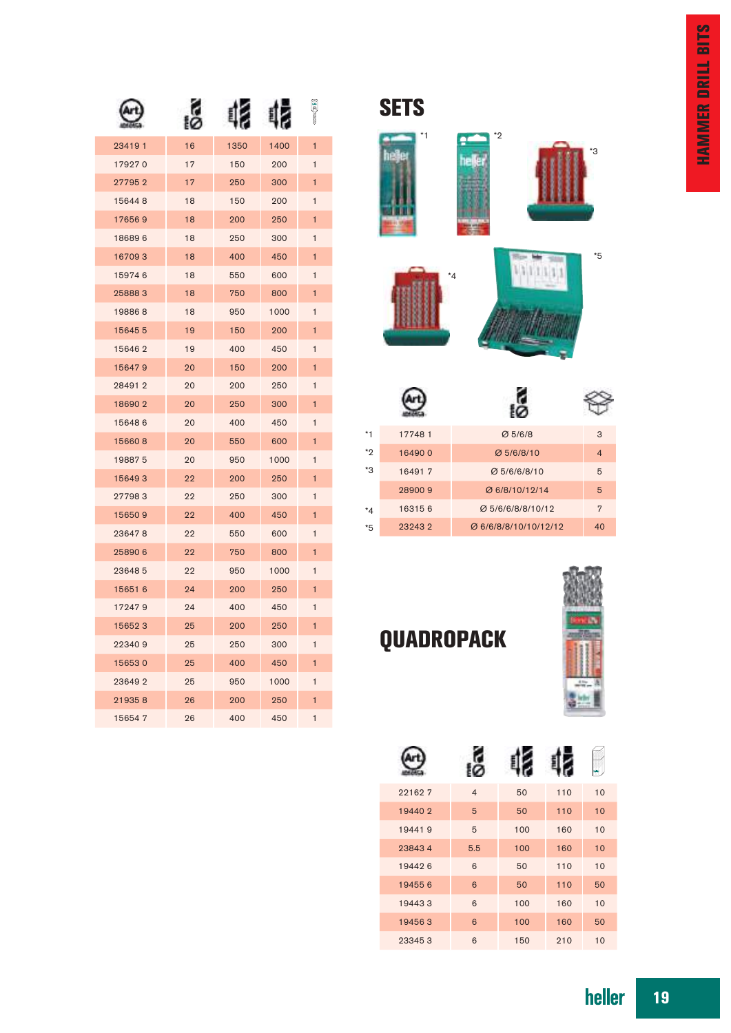## HAMMER DRILL BITS

| Art. | Ø | | | |
|---|---|---|---|---|
| 23419 1 | 16 | 1350 | 1400 | 1 |
| 17927 0 | 17 | 150 | 200 | 1 |
| 27795 2 | 17 | 250 | 300 | 1 |
| 15644 8 | 18 | 150 | 200 | 1 |
| 17656 9 | 18 | 200 | 250 | 1 |
| 18689 6 | 18 | 250 | 300 | 1 |
| 16709 3 | 18 | 400 | 450 | 1 |
| 15974 6 | 18 | 550 | 600 | 1 |
| 25888 3 | 18 | 750 | 800 | 1 |
| 19886 8 | 18 | 950 | 1000 | 1 |
| 15645 5 | 19 | 150 | 200 | 1 |
| 15646 2 | 19 | 400 | 450 | 1 |
| 15647 9 | 20 | 150 | 200 | 1 |
| 28491 2 | 20 | 200 | 250 | 1 |
| 18690 2 | 20 | 250 | 300 | 1 |
| 15648 6 | 20 | 400 | 450 | 1 |
| 15660 8 | 20 | 550 | 600 | 1 |
| 19887 5 | 20 | 950 | 1000 | 1 |
| 15649 3 | 22 | 200 | 250 | 1 |
| 27798 3 | 22 | 250 | 300 | 1 |
| 15650 9 | 22 | 400 | 450 | 1 |
| 23647 8 | 22 | 550 | 600 | 1 |
| 25890 6 | 22 | 750 | 800 | 1 |
| 23648 5 | 22 | 950 | 1000 | 1 |
| 15651 6 | 24 | 200 | 250 | 1 |
| 17247 9 | 24 | 400 | 450 | 1 |
| 15652 3 | 25 | 200 | 250 | 1 |
| 22340 9 | 25 | 250 | 300 | 1 |
| 15653 0 | 25 | 400 | 450 | 1 |
| 23649 2 | 25 | 950 | 1000 | 1 |
| 21935 8 | 26 | 200 | 250 | 1 |
| 15654 7 | 26 | 400 | 450 | 1 |

## SETS

*1 *2 *3 *4 *5

| | Art. | Ø | |
|---|---|---|---|
| *1 | 17748 1 | Ø 5/6/8 | 3 |
| *2 | 16490 0 | Ø 5/6/8/10 | 4 |
| *3 | 16491 7 | Ø 5/6/6/8/10 | 5 |
| | 28900 9 | Ø 6/8/10/12/14 | 5 |
| *4 | 16315 6 | Ø 5/6/6/8/8/10/12 | 7 |
| *5 | 23243 2 | Ø 6/6/8/8/10/10/12/12 | 40 |

## QUADROPACK

| Art. | Ø | | | |
|---|---|---|---|---|
| 22162 7 | 4 | 50 | 110 | 10 |
| 19440 2 | 5 | 50 | 110 | 10 |
| 19441 9 | 5 | 100 | 160 | 10 |
| 23843 4 | 5.5 | 100 | 160 | 10 |
| 19442 6 | 6 | 50 | 110 | 10 |
| 19455 6 | 6 | 50 | 110 | 50 |
| 19443 3 | 6 | 100 | 160 | 10 |
| 19456 3 | 6 | 100 | 160 | 50 |
| 23345 3 | 6 | 150 | 210 | 10 |

heller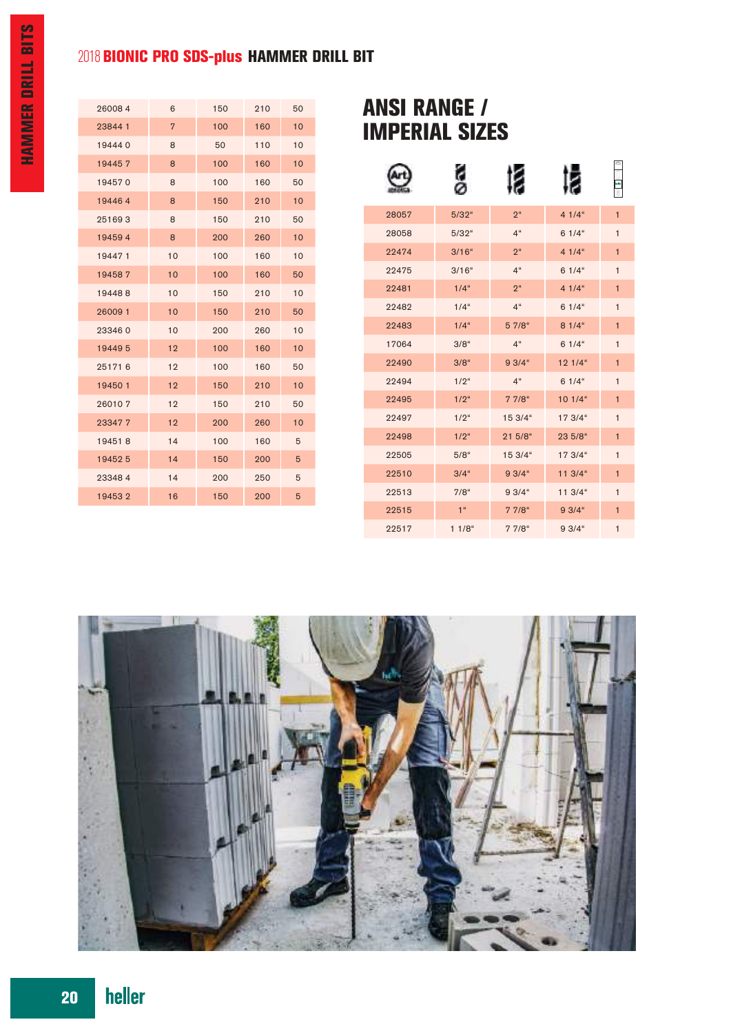# 2018 BIONIC PRO SDS-plus HAMMER DRILL BIT

| | | | | |
|---|---|---|---|---|
| 26008 4 | 6 | 150 | 210 | 50 |
| 23844 1 | 7 | 100 | 160 | 10 |
| 19444 0 | 8 | 50 | 110 | 10 |
| 19445 7 | 8 | 100 | 160 | 10 |
| 19457 0 | 8 | 100 | 160 | 50 |
| 19446 4 | 8 | 150 | 210 | 10 |
| 25169 3 | 8 | 150 | 210 | 50 |
| 19459 4 | 8 | 200 | 260 | 10 |
| 19447 1 | 10 | 100 | 160 | 10 |
| 19458 7 | 10 | 100 | 160 | 50 |
| 19448 8 | 10 | 150 | 210 | 10 |
| 26009 1 | 10 | 150 | 210 | 50 |
| 23346 0 | 10 | 200 | 260 | 10 |
| 19449 5 | 12 | 100 | 160 | 10 |
| 25171 6 | 12 | 100 | 160 | 50 |
| 19450 1 | 12 | 150 | 210 | 10 |
| 26010 7 | 12 | 150 | 210 | 50 |
| 23347 7 | 12 | 200 | 260 | 10 |
| 19451 8 | 14 | 100 | 160 | 5 |
| 19452 5 | 14 | 150 | 200 | 5 |
| 23348 4 | 14 | 200 | 250 | 5 |
| 19453 2 | 16 | 150 | 200 | 5 |

## ANSI RANGE / IMPERIAL SIZES

| | | | | |
|---|---|---|---|---|
| 28057 | 5/32" | 2" | 4 1/4" | 1 |
| 28058 | 5/32" | 4" | 6 1/4" | 1 |
| 22474 | 3/16" | 2" | 4 1/4" | 1 |
| 22475 | 3/16" | 4" | 6 1/4" | 1 |
| 22481 | 1/4" | 2" | 4 1/4" | 1 |
| 22482 | 1/4" | 4" | 6 1/4" | 1 |
| 22483 | 1/4" | 5 7/8" | 8 1/4" | 1 |
| 17064 | 3/8" | 4" | 6 1/4" | 1 |
| 22490 | 3/8" | 9 3/4" | 12 1/4" | 1 |
| 22494 | 1/2" | 4" | 6 1/4" | 1 |
| 22495 | 1/2" | 7 7/8" | 10 1/4" | 1 |
| 22497 | 1/2" | 15 3/4" | 17 3/4" | 1 |
| 22498 | 1/2" | 21 5/8" | 23 5/8" | 1 |
| 22505 | 5/8" | 15 3/4" | 17 3/4" | 1 |
| 22510 | 3/4" | 9 3/4" | 11 3/4" | 1 |
| 22513 | 7/8" | 9 3/4" | 11 3/4" | 1 |
| 22515 | 1" | 7 7/8" | 9 3/4" | 1 |
| 22517 | 1 1/8" | 7 7/8" | 9 3/4" | 1 |